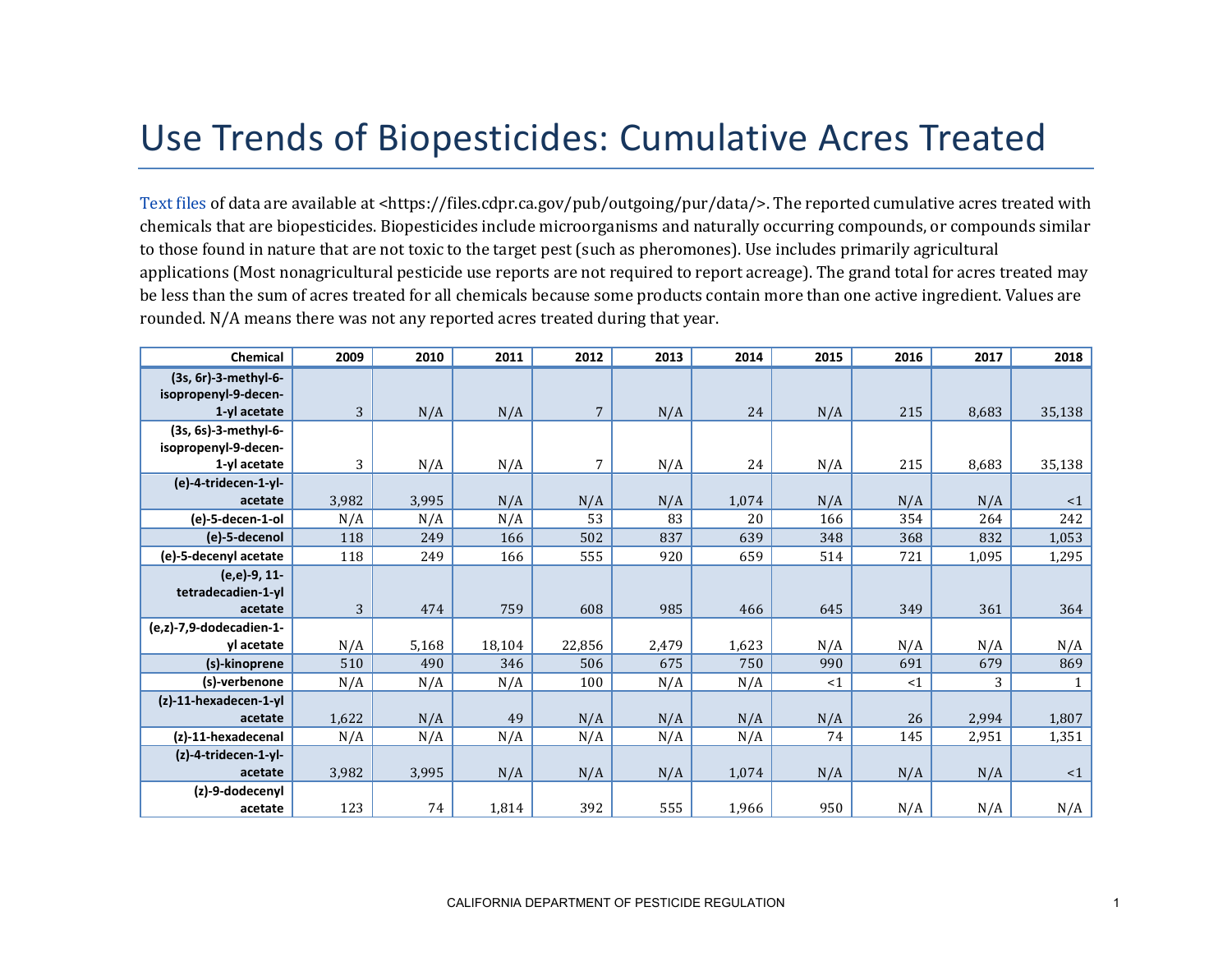# Use Trends of Biopesticides: Cumulative Acres Treated

Text files of data are available at <https://files.cdpr.ca.gov/pub/outgoing/pur/data/>. The reported cumulative acres treated with chemicals that are biopesticides. Biopesticides include microorganisms and naturally occurring compounds, or compounds similar to those found in nature that are not toxic to the target pest (such as pheromones). Use includes primarily agricultural applications (Most nonagricultural pesticide use reports are not required to report acreage). The grand total for acres treated may be less than the sum of acres treated for all chemicals because some products contain more than one active ingredient. Values are rounded. N/A means there was not any reported acres treated during that year.

| Chemical | 2009 | 2010 | 2011 | 2012 | 2013 | 2014 | 2015 | 2016 | 2017 | 2018 |
|---|---|---|---|---|---|---|---|---|---|---|
| (3s, 6r)-3-methyl-6-isopropenyl-9-decen-1-yl acetate | 3 | N/A | N/A | 7 | N/A | 24 | N/A | 215 | 8,683 | 35,138 |
| (3s, 6s)-3-methyl-6-isopropenyl-9-decen-1-yl acetate | 3 | N/A | N/A | 7 | N/A | 24 | N/A | 215 | 8,683 | 35,138 |
| (e)-4-tridecen-1-yl-acetate | 3,982 | 3,995 | N/A | N/A | N/A | 1,074 | N/A | N/A | N/A | <1 |
| (e)-5-decen-1-ol | N/A | N/A | N/A | 53 | 83 | 20 | 166 | 354 | 264 | 242 |
| (e)-5-decenol | 118 | 249 | 166 | 502 | 837 | 639 | 348 | 368 | 832 | 1,053 |
| (e)-5-decenyl acetate | 118 | 249 | 166 | 555 | 920 | 659 | 514 | 721 | 1,095 | 1,295 |
| (e,e)-9, 11-tetradecadien-1-yl acetate | 3 | 474 | 759 | 608 | 985 | 466 | 645 | 349 | 361 | 364 |
| (e,z)-7,9-dodecadien-1-yl acetate | N/A | 5,168 | 18,104 | 22,856 | 2,479 | 1,623 | N/A | N/A | N/A | N/A |
| (s)-kinoprene | 510 | 490 | 346 | 506 | 675 | 750 | 990 | 691 | 679 | 869 |
| (s)-verbenone | N/A | N/A | N/A | 100 | N/A | N/A | <1 | <1 | 3 | 1 |
| (z)-11-hexadecen-1-yl acetate | 1,622 | N/A | 49 | N/A | N/A | N/A | N/A | 26 | 2,994 | 1,807 |
| (z)-11-hexadecenal | N/A | N/A | N/A | N/A | N/A | N/A | 74 | 145 | 2,951 | 1,351 |
| (z)-4-tridecen-1-yl-acetate | 3,982 | 3,995 | N/A | N/A | N/A | 1,074 | N/A | N/A | N/A | <1 |
| (z)-9-dodecenyl acetate | 123 | 74 | 1,814 | 392 | 555 | 1,966 | 950 | N/A | N/A | N/A |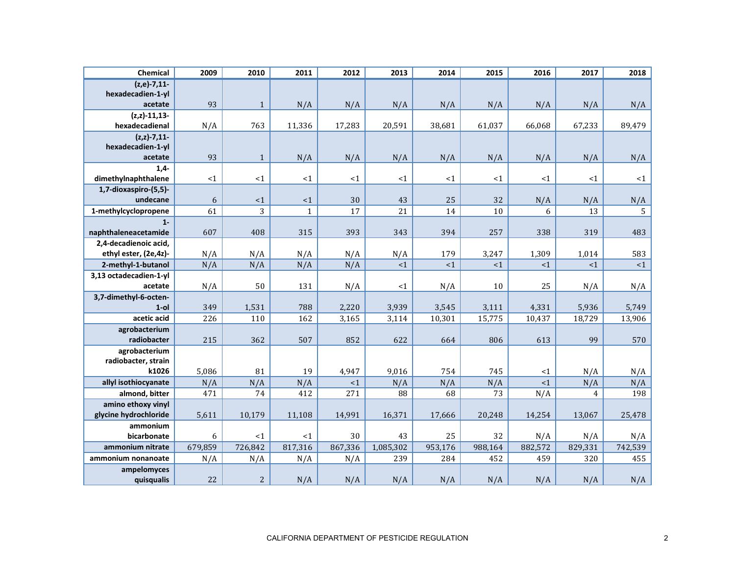| Chemical | 2009 | 2010 | 2011 | 2012 | 2013 | 2014 | 2015 | 2016 | 2017 | 2018 |
|---|---|---|---|---|---|---|---|---|---|---|
| (z,e)-7,11-hexadecadien-1-yl acetate | 93 | 1 | N/A | N/A | N/A | N/A | N/A | N/A | N/A | N/A |
| (z,z)-11,13-hexadecadienal | N/A | 763 | 11,336 | 17,283 | 20,591 | 38,681 | 61,037 | 66,068 | 67,233 | 89,479 |
| (z,z)-7,11-hexadecadien-1-yl acetate | 93 | 1 | N/A | N/A | N/A | N/A | N/A | N/A | N/A | N/A |
| 1,4-dimethylnaphthalene | <1 | <1 | <1 | <1 | <1 | <1 | <1 | <1 | <1 | <1 |
| 1,7-dioxaspiro-(5,5)-undecane | 6 | <1 | <1 | 30 | 43 | 25 | 32 | N/A | N/A | N/A |
| 1-methylcyclopropene | 61 | 3 | 1 | 17 | 21 | 14 | 10 | 6 | 13 | 5 |
| 1-naphthaleneacetamide | 607 | 408 | 315 | 393 | 343 | 394 | 257 | 338 | 319 | 483 |
| 2,4-decadienoic acid, ethyl ester, (2e,4z)- | N/A | N/A | N/A | N/A | N/A | 179 | 3,247 | 1,309 | 1,014 | 583 |
| 2-methyl-1-butanol | N/A | N/A | N/A | N/A | <1 | <1 | <1 | <1 | <1 | <1 |
| 3,13 octadecadien-1-yl acetate | N/A | 50 | 131 | N/A | <1 | N/A | 10 | 25 | N/A | N/A |
| 3,7-dimethyl-6-octen-1-ol | 349 | 1,531 | 788 | 2,220 | 3,939 | 3,545 | 3,111 | 4,331 | 5,936 | 5,749 |
| acetic acid | 226 | 110 | 162 | 3,165 | 3,114 | 10,301 | 15,775 | 10,437 | 18,729 | 13,906 |
| agrobacterium radiobacter | 215 | 362 | 507 | 852 | 622 | 664 | 806 | 613 | 99 | 570 |
| agrobacterium radiobacter, strain k1026 | 5,086 | 81 | 19 | 4,947 | 9,016 | 754 | 745 | <1 | N/A | N/A |
| allyl isothiocyanate | N/A | N/A | N/A | <1 | N/A | N/A | N/A | <1 | N/A | N/A |
| almond, bitter | 471 | 74 | 412 | 271 | 88 | 68 | 73 | N/A | 4 | 198 |
| amino ethoxy vinyl glycine hydrochloride | 5,611 | 10,179 | 11,108 | 14,991 | 16,371 | 17,666 | 20,248 | 14,254 | 13,067 | 25,478 |
| ammonium bicarbonate | 6 | <1 | <1 | 30 | 43 | 25 | 32 | N/A | N/A | N/A |
| ammonium nitrate | 679,859 | 726,842 | 817,316 | 867,336 | 1,085,302 | 953,176 | 988,164 | 882,572 | 829,331 | 742,539 |
| ammonium nonanoate | N/A | N/A | N/A | N/A | 239 | 284 | 452 | 459 | 320 | 455 |
| ampelomyces quisqualis | 22 | 2 | N/A | N/A | N/A | N/A | N/A | N/A | N/A | N/A |

CALIFORNIA DEPARTMENT OF PESTICIDE REGULATION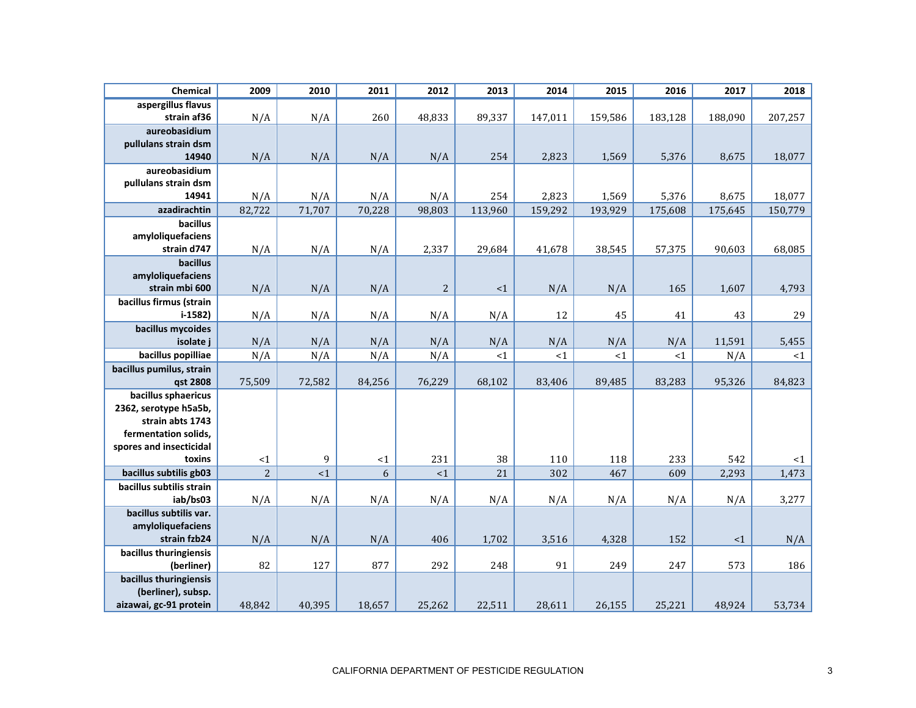| Chemical | 2009 | 2010 | 2011 | 2012 | 2013 | 2014 | 2015 | 2016 | 2017 | 2018 |
|---|---|---|---|---|---|---|---|---|---|---|
| aspergillus flavus strain af36 | N/A | N/A | 260 | 48,833 | 89,337 | 147,011 | 159,586 | 183,128 | 188,090 | 207,257 |
| aureobasidium pullulans strain dsm 14940 | N/A | N/A | N/A | N/A | 254 | 2,823 | 1,569 | 5,376 | 8,675 | 18,077 |
| aureobasidium pullulans strain dsm 14941 | N/A | N/A | N/A | N/A | 254 | 2,823 | 1,569 | 5,376 | 8,675 | 18,077 |
| azadirachtin | 82,722 | 71,707 | 70,228 | 98,803 | 113,960 | 159,292 | 193,929 | 175,608 | 175,645 | 150,779 |
| bacillus amyloliquefaciens strain d747 | N/A | N/A | N/A | 2,337 | 29,684 | 41,678 | 38,545 | 57,375 | 90,603 | 68,085 |
| bacillus amyloliquefaciens strain mbi 600 | N/A | N/A | N/A | 2 | <1 | N/A | N/A | 165 | 1,607 | 4,793 |
| bacillus firmus (strain i-1582) | N/A | N/A | N/A | N/A | N/A | 12 | 45 | 41 | 43 | 29 |
| bacillus mycoides isolate j | N/A | N/A | N/A | N/A | N/A | N/A | N/A | N/A | 11,591 | 5,455 |
| bacillus popilliae | N/A | N/A | N/A | N/A | <1 | <1 | <1 | <1 | N/A | <1 |
| bacillus pumilus, strain qst 2808 | 75,509 | 72,582 | 84,256 | 76,229 | 68,102 | 83,406 | 89,485 | 83,283 | 95,326 | 84,823 |
| bacillus sphaericus 2362, serotype h5a5b, strain abts 1743 fermentation solids, spores and insecticidal toxins | <1 | 9 | <1 | 231 | 38 | 110 | 118 | 233 | 542 | <1 |
| bacillus subtilis gb03 | 2 | <1 | 6 | <1 | 21 | 302 | 467 | 609 | 2,293 | 1,473 |
| bacillus subtilis strain iab/bs03 | N/A | N/A | N/A | N/A | N/A | N/A | N/A | N/A | N/A | 3,277 |
| bacillus subtilis var. amyloliquefaciens strain fzb24 | N/A | N/A | N/A | 406 | 1,702 | 3,516 | 4,328 | 152 | <1 | N/A |
| bacillus thuringiensis (berliner) | 82 | 127 | 877 | 292 | 248 | 91 | 249 | 247 | 573 | 186 |
| bacillus thuringiensis (berliner), subsp. aizawai, gc-91 protein | 48,842 | 40,395 | 18,657 | 25,262 | 22,511 | 28,611 | 26,155 | 25,221 | 48,924 | 53,734 |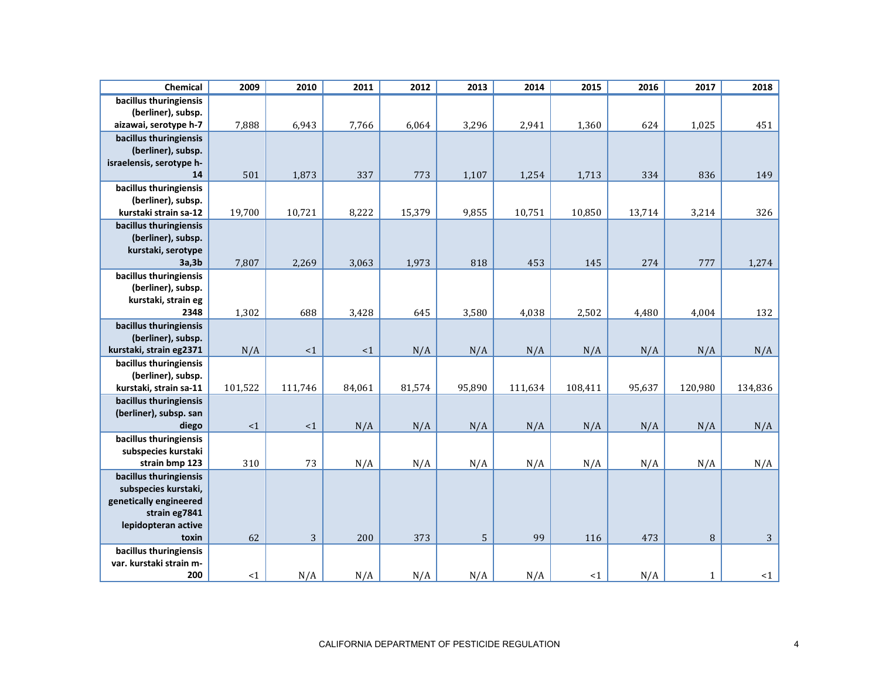| Chemical | 2009 | 2010 | 2011 | 2012 | 2013 | 2014 | 2015 | 2016 | 2017 | 2018 |
|---|---|---|---|---|---|---|---|---|---|---|
| bacillus thuringiensis (berliner), subsp. aizawai, serotype h-7 | 7,888 | 6,943 | 7,766 | 6,064 | 3,296 | 2,941 | 1,360 | 624 | 1,025 | 451 |
| bacillus thuringiensis (berliner), subsp. israelensis, serotype h-14 | 501 | 1,873 | 337 | 773 | 1,107 | 1,254 | 1,713 | 334 | 836 | 149 |
| bacillus thuringiensis (berliner), subsp. kurstaki strain sa-12 | 19,700 | 10,721 | 8,222 | 15,379 | 9,855 | 10,751 | 10,850 | 13,714 | 3,214 | 326 |
| bacillus thuringiensis (berliner), subsp. kurstaki, serotype 3a,3b | 7,807 | 2,269 | 3,063 | 1,973 | 818 | 453 | 145 | 274 | 777 | 1,274 |
| bacillus thuringiensis (berliner), subsp. kurstaki, strain eg 2348 | 1,302 | 688 | 3,428 | 645 | 3,580 | 4,038 | 2,502 | 4,480 | 4,004 | 132 |
| bacillus thuringiensis (berliner), subsp. kurstaki, strain eg2371 | N/A | <1 | <1 | N/A | N/A | N/A | N/A | N/A | N/A | N/A |
| bacillus thuringiensis (berliner), subsp. kurstaki, strain sa-11 | 101,522 | 111,746 | 84,061 | 81,574 | 95,890 | 111,634 | 108,411 | 95,637 | 120,980 | 134,836 |
| bacillus thuringiensis (berliner), subsp. san diego | <1 | <1 | N/A | N/A | N/A | N/A | N/A | N/A | N/A | N/A |
| bacillus thuringiensis subspecies kurstaki strain bmp 123 | 310 | 73 | N/A | N/A | N/A | N/A | N/A | N/A | N/A | N/A |
| bacillus thuringiensis subspecies kurstaki, genetically engineered strain eg7841 lepidopteran active toxin | 62 | 3 | 200 | 373 | 5 | 99 | 116 | 473 | 8 | 3 |
| bacillus thuringiensis var. kurstaki strain m-200 | <1 | N/A | N/A | N/A | N/A | N/A | <1 | N/A | 1 | <1 |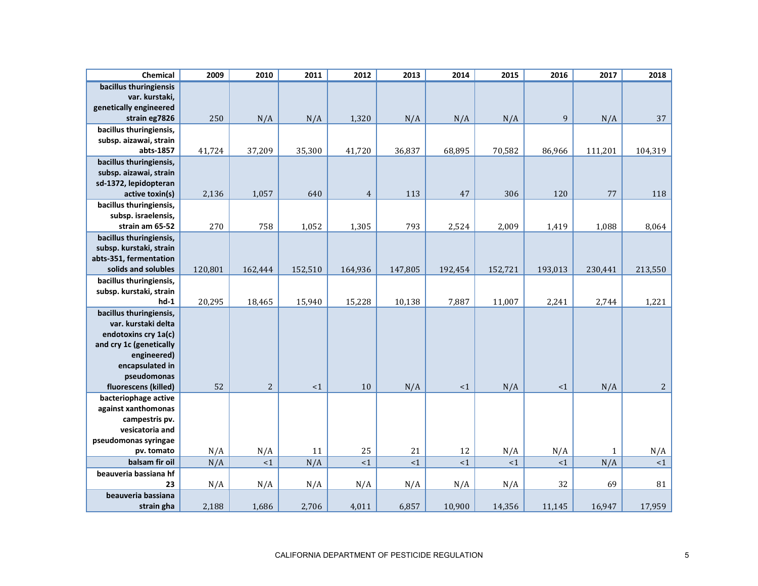| Chemical | 2009 | 2010 | 2011 | 2012 | 2013 | 2014 | 2015 | 2016 | 2017 | 2018 |
|---|---|---|---|---|---|---|---|---|---|---|
| bacillus thuringiensis var. kurstaki, genetically engineered strain eg7826 | 250 | N/A | N/A | 1,320 | N/A | N/A | N/A | 9 | N/A | 37 |
| bacillus thuringiensis, subsp. aizawai, strain abts-1857 | 41,724 | 37,209 | 35,300 | 41,720 | 36,837 | 68,895 | 70,582 | 86,966 | 111,201 | 104,319 |
| bacillus thuringiensis, subsp. aizawai, strain sd-1372, lepidopteran active toxin(s) | 2,136 | 1,057 | 640 | 4 | 113 | 47 | 306 | 120 | 77 | 118 |
| bacillus thuringiensis, subsp. israelensis, strain am 65-52 | 270 | 758 | 1,052 | 1,305 | 793 | 2,524 | 2,009 | 1,419 | 1,088 | 8,064 |
| bacillus thuringiensis, subsp. kurstaki, strain abts-351, fermentation solids and solubles | 120,801 | 162,444 | 152,510 | 164,936 | 147,805 | 192,454 | 152,721 | 193,013 | 230,441 | 213,550 |
| bacillus thuringiensis, subsp. kurstaki, strain hd-1 | 20,295 | 18,465 | 15,940 | 15,228 | 10,138 | 7,887 | 11,007 | 2,241 | 2,744 | 1,221 |
| bacillus thuringiensis, var. kurstaki delta endotoxins cry 1a(c) and cry 1c (genetically engineered) encapsulated in pseudomonas fluorescens (killed) | 52 | 2 | <1 | 10 | N/A | <1 | N/A | <1 | N/A | 2 |
| bacteriophage active against xanthomonas campestris pv. vesicatoria and pseudomonas syringae pv. tomato | N/A | N/A | 11 | 25 | 21 | 12 | N/A | N/A | 1 | N/A |
| balsam fir oil | N/A | <1 | N/A | <1 | <1 | <1 | <1 | <1 | N/A | <1 |
| beauveria bassiana hf 23 | N/A | N/A | N/A | N/A | N/A | N/A | N/A | 32 | 69 | 81 |
| beauveria bassiana strain gha | 2,188 | 1,686 | 2,706 | 4,011 | 6,857 | 10,900 | 14,356 | 11,145 | 16,947 | 17,959 |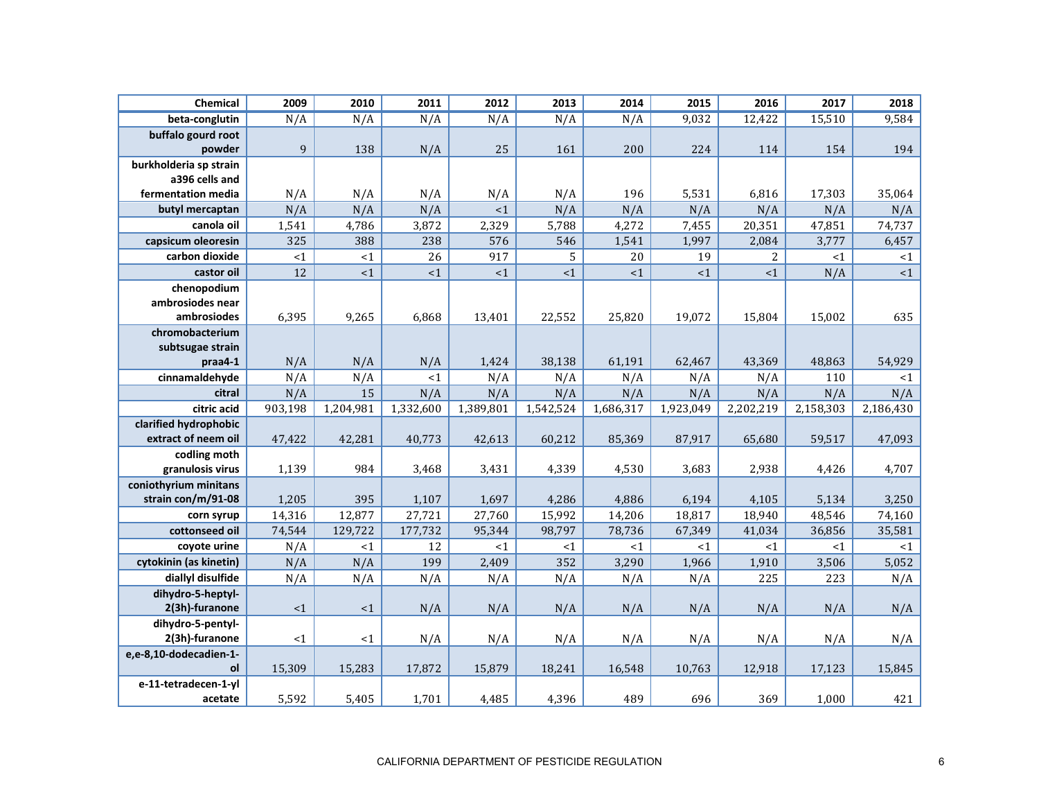| Chemical | 2009 | 2010 | 2011 | 2012 | 2013 | 2014 | 2015 | 2016 | 2017 | 2018 |
|---|---|---|---|---|---|---|---|---|---|---|
| beta-conglutin | N/A | N/A | N/A | N/A | N/A | N/A | 9,032 | 12,422 | 15,510 | 9,584 |
| buffalo gourd root powder | 9 | 138 | N/A | 25 | 161 | 200 | 224 | 114 | 154 | 194 |
| burkholderia sp strain a396 cells and fermentation media | N/A | N/A | N/A | N/A | N/A | 196 | 5,531 | 6,816 | 17,303 | 35,064 |
| butyl mercaptan | N/A | N/A | N/A | <1 | N/A | N/A | N/A | N/A | N/A | N/A |
| canola oil | 1,541 | 4,786 | 3,872 | 2,329 | 5,788 | 4,272 | 7,455 | 20,351 | 47,851 | 74,737 |
| capsicum oleoresin | 325 | 388 | 238 | 576 | 546 | 1,541 | 1,997 | 2,084 | 3,777 | 6,457 |
| carbon dioxide | <1 | <1 | 26 | 917 | 5 | 20 | 19 | 2 | <1 | <1 |
| castor oil | 12 | <1 | <1 | <1 | <1 | <1 | <1 | <1 | N/A | <1 |
| chenopodium ambrosiodes near ambrosiodes | 6,395 | 9,265 | 6,868 | 13,401 | 22,552 | 25,820 | 19,072 | 15,804 | 15,002 | 635 |
| chromobacterium subtsugae strain praa4-1 | N/A | N/A | N/A | 1,424 | 38,138 | 61,191 | 62,467 | 43,369 | 48,863 | 54,929 |
| cinnamaldehyde | N/A | N/A | <1 | N/A | N/A | N/A | N/A | N/A | 110 | <1 |
| citral | N/A | 15 | N/A | N/A | N/A | N/A | N/A | N/A | N/A | N/A |
| citric acid | 903,198 | 1,204,981 | 1,332,600 | 1,389,801 | 1,542,524 | 1,686,317 | 1,923,049 | 2,202,219 | 2,158,303 | 2,186,430 |
| clarified hydrophobic extract of neem oil | 47,422 | 42,281 | 40,773 | 42,613 | 60,212 | 85,369 | 87,917 | 65,680 | 59,517 | 47,093 |
| codling moth granulosis virus | 1,139 | 984 | 3,468 | 3,431 | 4,339 | 4,530 | 3,683 | 2,938 | 4,426 | 4,707 |
| coniothyrium minitans strain con/m/91-08 | 1,205 | 395 | 1,107 | 1,697 | 4,286 | 4,886 | 6,194 | 4,105 | 5,134 | 3,250 |
| corn syrup | 14,316 | 12,877 | 27,721 | 27,760 | 15,992 | 14,206 | 18,817 | 18,940 | 48,546 | 74,160 |
| cottonseed oil | 74,544 | 129,722 | 177,732 | 95,344 | 98,797 | 78,736 | 67,349 | 41,034 | 36,856 | 35,581 |
| coyote urine | N/A | <1 | 12 | <1 | <1 | <1 | <1 | <1 | <1 | <1 |
| cytokinin (as kinetin) | N/A | N/A | 199 | 2,409 | 352 | 3,290 | 1,966 | 1,910 | 3,506 | 5,052 |
| diallyl disulfide | N/A | N/A | N/A | N/A | N/A | N/A | N/A | 225 | 223 | N/A |
| dihydro-5-heptyl-2(3h)-furanone | <1 | <1 | N/A | N/A | N/A | N/A | N/A | N/A | N/A | N/A |
| dihydro-5-pentyl-2(3h)-furanone | <1 | <1 | N/A | N/A | N/A | N/A | N/A | N/A | N/A | N/A |
| e,e-8,10-dodecadien-1-ol | 15,309 | 15,283 | 17,872 | 15,879 | 18,241 | 16,548 | 10,763 | 12,918 | 17,123 | 15,845 |
| e-11-tetradecen-1-yl acetate | 5,592 | 5,405 | 1,701 | 4,485 | 4,396 | 489 | 696 | 369 | 1,000 | 421 |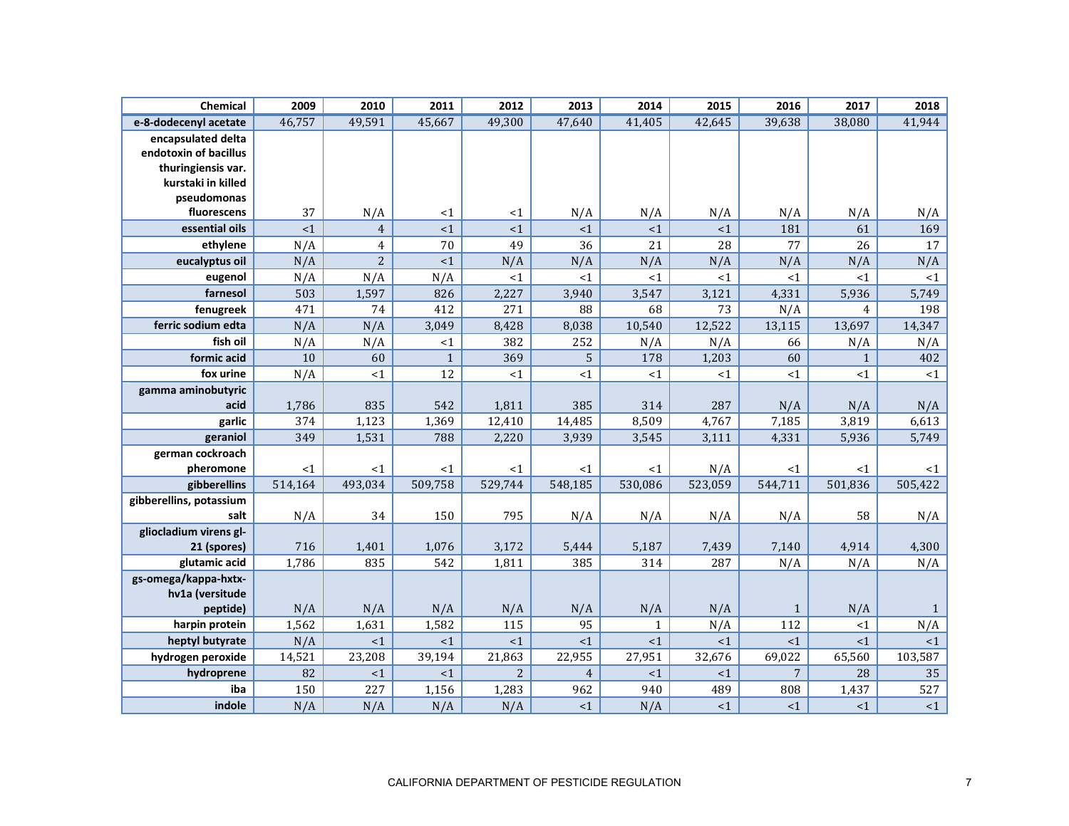| Chemical | 2009 | 2010 | 2011 | 2012 | 2013 | 2014 | 2015 | 2016 | 2017 | 2018 |
|---|---|---|---|---|---|---|---|---|---|---|
| e-8-dodecenyl acetate | 46,757 | 49,591 | 45,667 | 49,300 | 47,640 | 41,405 | 42,645 | 39,638 | 38,080 | 41,944 |
| encapsulated delta endotoxin of bacillus thuringiensis var. kurstaki in killed pseudomonas fluorescens | 37 | N/A | <1 | <1 | N/A | N/A | N/A | N/A | N/A | N/A |
| essential oils | <1 | 4 | <1 | <1 | <1 | <1 | <1 | 181 | 61 | 169 |
| ethylene | N/A | 4 | 70 | 49 | 36 | 21 | 28 | 77 | 26 | 17 |
| eucalyptus oil | N/A | 2 | <1 | N/A | N/A | N/A | N/A | N/A | N/A | N/A |
| eugenol | N/A | N/A | N/A | <1 | <1 | <1 | <1 | <1 | <1 | <1 |
| farnesol | 503 | 1,597 | 826 | 2,227 | 3,940 | 3,547 | 3,121 | 4,331 | 5,936 | 5,749 |
| fenugreek | 471 | 74 | 412 | 271 | 88 | 68 | 73 | N/A | 4 | 198 |
| ferric sodium edta | N/A | N/A | 3,049 | 8,428 | 8,038 | 10,540 | 12,522 | 13,115 | 13,697 | 14,347 |
| fish oil | N/A | N/A | <1 | 382 | 252 | N/A | N/A | 66 | N/A | N/A |
| formic acid | 10 | 60 | 1 | 369 | 5 | 178 | 1,203 | 60 | 1 | 402 |
| fox urine | N/A | <1 | 12 | <1 | <1 | <1 | <1 | <1 | <1 | <1 |
| gamma aminobutyric acid | 1,786 | 835 | 542 | 1,811 | 385 | 314 | 287 | N/A | N/A | N/A |
| garlic | 374 | 1,123 | 1,369 | 12,410 | 14,485 | 8,509 | 4,767 | 7,185 | 3,819 | 6,613 |
| geraniol | 349 | 1,531 | 788 | 2,220 | 3,939 | 3,545 | 3,111 | 4,331 | 5,936 | 5,749 |
| german cockroach pheromone | <1 | <1 | <1 | <1 | <1 | <1 | N/A | <1 | <1 | <1 |
| gibberellins | 514,164 | 493,034 | 509,758 | 529,744 | 548,185 | 530,086 | 523,059 | 544,711 | 501,836 | 505,422 |
| gibberellins, potassium salt | N/A | 34 | 150 | 795 | N/A | N/A | N/A | N/A | 58 | N/A |
| gliocladium virens gl-21 (spores) | 716 | 1,401 | 1,076 | 3,172 | 5,444 | 5,187 | 7,439 | 7,140 | 4,914 | 4,300 |
| glutamic acid | 1,786 | 835 | 542 | 1,811 | 385 | 314 | 287 | N/A | N/A | N/A |
| gs-omega/kappa-hxtx-hv1a (versitude peptide) | N/A | N/A | N/A | N/A | N/A | N/A | N/A | 1 | N/A | 1 |
| harpin protein | 1,562 | 1,631 | 1,582 | 115 | 95 | 1 | N/A | 112 | <1 | N/A |
| heptyl butyrate | N/A | <1 | <1 | <1 | <1 | <1 | <1 | <1 | <1 | <1 |
| hydrogen peroxide | 14,521 | 23,208 | 39,194 | 21,863 | 22,955 | 27,951 | 32,676 | 69,022 | 65,560 | 103,587 |
| hydroprene | 82 | <1 | <1 | 2 | 4 | <1 | <1 | 7 | 28 | 35 |
| iba | 150 | 227 | 1,156 | 1,283 | 962 | 940 | 489 | 808 | 1,437 | 527 |
| indole | N/A | N/A | N/A | N/A | <1 | N/A | <1 | <1 | <1 | <1 |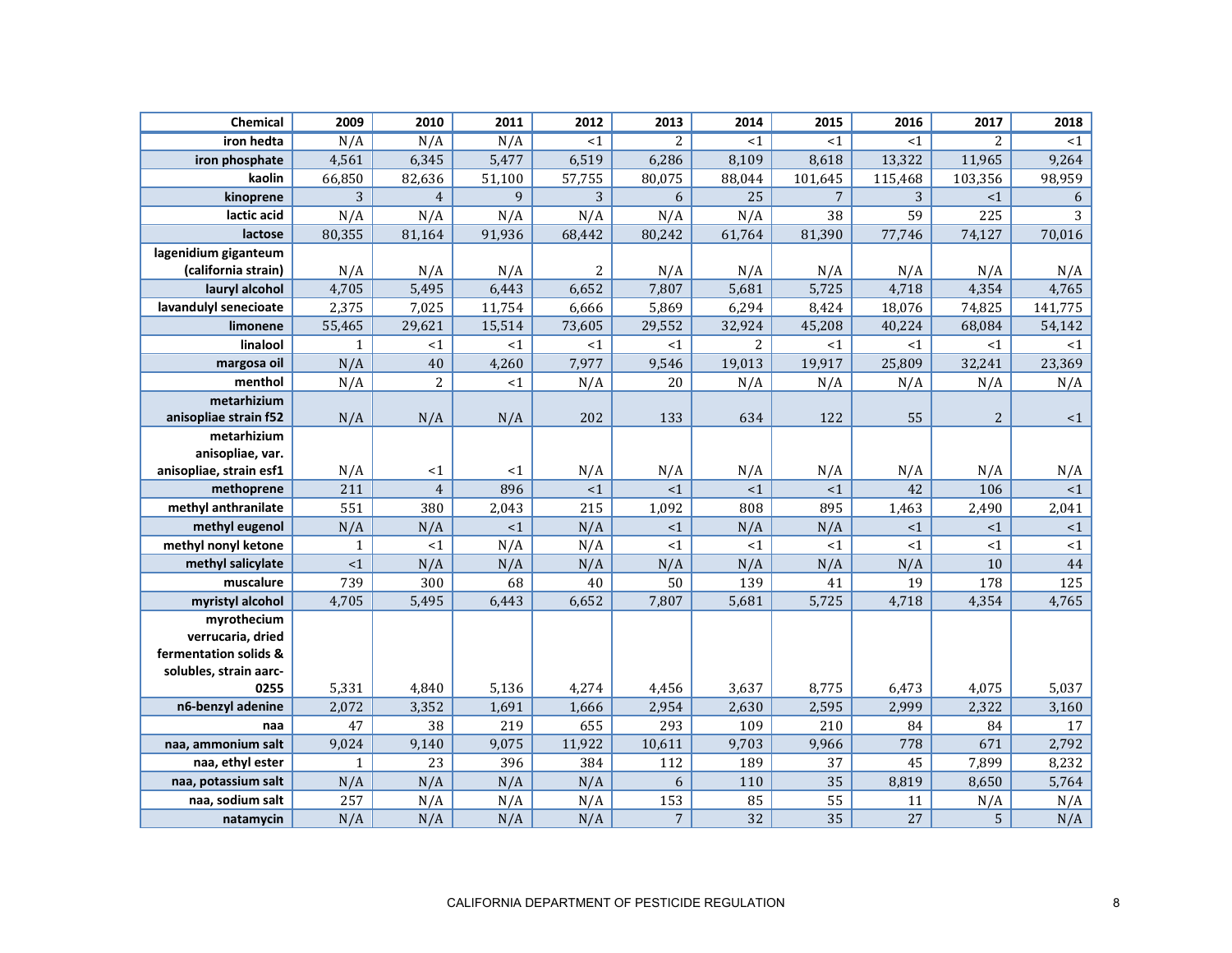| Chemical | 2009 | 2010 | 2011 | 2012 | 2013 | 2014 | 2015 | 2016 | 2017 | 2018 |
|---|---|---|---|---|---|---|---|---|---|---|
| iron hedta | N/A | N/A | N/A | <1 | 2 | <1 | <1 | <1 | 2 | <1 |
| iron phosphate | 4,561 | 6,345 | 5,477 | 6,519 | 6,286 | 8,109 | 8,618 | 13,322 | 11,965 | 9,264 |
| kaolin | 66,850 | 82,636 | 51,100 | 57,755 | 80,075 | 88,044 | 101,645 | 115,468 | 103,356 | 98,959 |
| kinoprene | 3 | 4 | 9 | 3 | 6 | 25 | 7 | 3 | <1 | 6 |
| lactic acid | N/A | N/A | N/A | N/A | N/A | N/A | 38 | 59 | 225 | 3 |
| lactose | 80,355 | 81,164 | 91,936 | 68,442 | 80,242 | 61,764 | 81,390 | 77,746 | 74,127 | 70,016 |
| lagenidium giganteum (california strain) | N/A | N/A | N/A | 2 | N/A | N/A | N/A | N/A | N/A | N/A |
| lauryl alcohol | 4,705 | 5,495 | 6,443 | 6,652 | 7,807 | 5,681 | 5,725 | 4,718 | 4,354 | 4,765 |
| lavandulyl senecioate | 2,375 | 7,025 | 11,754 | 6,666 | 5,869 | 6,294 | 8,424 | 18,076 | 74,825 | 141,775 |
| limonene | 55,465 | 29,621 | 15,514 | 73,605 | 29,552 | 32,924 | 45,208 | 40,224 | 68,084 | 54,142 |
| linalool | 1 | <1 | <1 | <1 | <1 | 2 | <1 | <1 | <1 | <1 |
| margosa oil | N/A | 40 | 4,260 | 7,977 | 9,546 | 19,013 | 19,917 | 25,809 | 32,241 | 23,369 |
| menthol | N/A | 2 | <1 | N/A | 20 | N/A | N/A | N/A | N/A | N/A |
| metarhizium anisopliae strain f52 | N/A | N/A | N/A | 202 | 133 | 634 | 122 | 55 | 2 | <1 |
| metarhizium anisopliae, var. anisopliae, strain esf1 | N/A | <1 | <1 | N/A | N/A | N/A | N/A | N/A | N/A | N/A |
| methoprene | 211 | 4 | 896 | <1 | <1 | <1 | <1 | 42 | 106 | <1 |
| methyl anthranilate | 551 | 380 | 2,043 | 215 | 1,092 | 808 | 895 | 1,463 | 2,490 | 2,041 |
| methyl eugenol | N/A | N/A | <1 | N/A | <1 | N/A | N/A | <1 | <1 | <1 |
| methyl nonyl ketone | 1 | <1 | N/A | N/A | <1 | <1 | <1 | <1 | <1 | <1 |
| methyl salicylate | <1 | N/A | N/A | N/A | N/A | N/A | N/A | N/A | 10 | 44 |
| muscalure | 739 | 300 | 68 | 40 | 50 | 139 | 41 | 19 | 178 | 125 |
| myristyl alcohol | 4,705 | 5,495 | 6,443 | 6,652 | 7,807 | 5,681 | 5,725 | 4,718 | 4,354 | 4,765 |
| myrothecium verrucaria, dried fermentation solids & solubles, strain aarc-0255 | 5,331 | 4,840 | 5,136 | 4,274 | 4,456 | 3,637 | 8,775 | 6,473 | 4,075 | 5,037 |
| n6-benzyl adenine | 2,072 | 3,352 | 1,691 | 1,666 | 2,954 | 2,630 | 2,595 | 2,999 | 2,322 | 3,160 |
| naa | 47 | 38 | 219 | 655 | 293 | 109 | 210 | 84 | 84 | 17 |
| naa, ammonium salt | 9,024 | 9,140 | 9,075 | 11,922 | 10,611 | 9,703 | 9,966 | 778 | 671 | 2,792 |
| naa, ethyl ester | 1 | 23 | 396 | 384 | 112 | 189 | 37 | 45 | 7,899 | 8,232 |
| naa, potassium salt | N/A | N/A | N/A | N/A | 6 | 110 | 35 | 8,819 | 8,650 | 5,764 |
| naa, sodium salt | 257 | N/A | N/A | N/A | 153 | 85 | 55 | 11 | N/A | N/A |
| natamycin | N/A | N/A | N/A | N/A | 7 | 32 | 35 | 27 | 5 | N/A |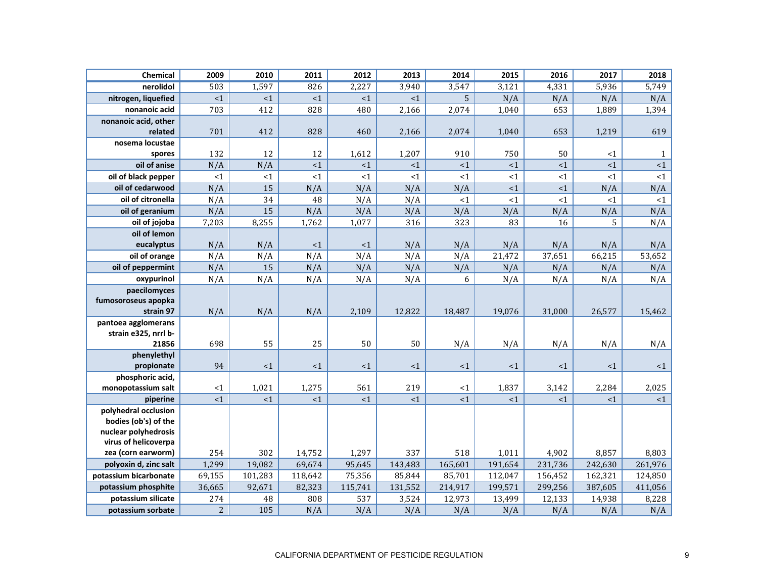| Chemical | 2009 | 2010 | 2011 | 2012 | 2013 | 2014 | 2015 | 2016 | 2017 | 2018 |
|---|---|---|---|---|---|---|---|---|---|---|
| nerolidol | 503 | 1,597 | 826 | 2,227 | 3,940 | 3,547 | 3,121 | 4,331 | 5,936 | 5,749 |
| nitrogen, liquefied | <1 | <1 | <1 | <1 | <1 | 5 | N/A | N/A | N/A | N/A |
| nonanoic acid | 703 | 412 | 828 | 480 | 2,166 | 2,074 | 1,040 | 653 | 1,889 | 1,394 |
| nonanoic acid, other related | 701 | 412 | 828 | 460 | 2,166 | 2,074 | 1,040 | 653 | 1,219 | 619 |
| nosema locustae spores | 132 | 12 | 12 | 1,612 | 1,207 | 910 | 750 | 50 | <1 | 1 |
| oil of anise | N/A | N/A | <1 | <1 | <1 | <1 | <1 | <1 | <1 | <1 |
| oil of black pepper | <1 | <1 | <1 | <1 | <1 | <1 | <1 | <1 | <1 | <1 |
| oil of cedarwood | N/A | 15 | N/A | N/A | N/A | N/A | <1 | <1 | N/A | N/A |
| oil of citronella | N/A | 34 | 48 | N/A | N/A | <1 | <1 | <1 | <1 | <1 |
| oil of geranium | N/A | 15 | N/A | N/A | N/A | N/A | N/A | N/A | N/A | N/A |
| oil of jojoba | 7,203 | 8,255 | 1,762 | 1,077 | 316 | 323 | 83 | 16 | 5 | N/A |
| oil of lemon eucalyptus | N/A | N/A | <1 | <1 | N/A | N/A | N/A | N/A | N/A | N/A |
| oil of orange | N/A | N/A | N/A | N/A | N/A | N/A | 21,472 | 37,651 | 66,215 | 53,652 |
| oil of peppermint | N/A | 15 | N/A | N/A | N/A | N/A | N/A | N/A | N/A | N/A |
| oxypurinol | N/A | N/A | N/A | N/A | N/A | 6 | N/A | N/A | N/A | N/A |
| paecilomyces fumosoroseus apopka strain 97 | N/A | N/A | N/A | 2,109 | 12,822 | 18,487 | 19,076 | 31,000 | 26,577 | 15,462 |
| pantoea agglomerans strain e325, nrrl b-21856 | 698 | 55 | 25 | 50 | 50 | N/A | N/A | N/A | N/A | N/A |
| phenylethyl propionate | 94 | <1 | <1 | <1 | <1 | <1 | <1 | <1 | <1 | <1 |
| phosphoric acid, monopotassium salt | <1 | 1,021 | 1,275 | 561 | 219 | <1 | 1,837 | 3,142 | 2,284 | 2,025 |
| piperine | <1 | <1 | <1 | <1 | <1 | <1 | <1 | <1 | <1 | <1 |
| polyhedral occlusion bodies (ob's) of the nuclear polyhedrosis virus of helicoverpa zea (corn earworm) | 254 | 302 | 14,752 | 1,297 | 337 | 518 | 1,011 | 4,902 | 8,857 | 8,803 |
| polyoxin d, zinc salt | 1,299 | 19,082 | 69,674 | 95,645 | 143,483 | 165,601 | 191,654 | 231,736 | 242,630 | 261,976 |
| potassium bicarbonate | 69,155 | 101,283 | 118,642 | 75,356 | 85,844 | 85,701 | 112,047 | 156,452 | 162,321 | 124,850 |
| potassium phosphite | 36,665 | 92,671 | 82,323 | 115,741 | 131,552 | 214,917 | 199,571 | 299,256 | 387,605 | 411,056 |
| potassium silicate | 274 | 48 | 808 | 537 | 3,524 | 12,973 | 13,499 | 12,133 | 14,938 | 8,228 |
| potassium sorbate | 2 | 105 | N/A | N/A | N/A | N/A | N/A | N/A | N/A | N/A |

CALIFORNIA DEPARTMENT OF PESTICIDE REGULATION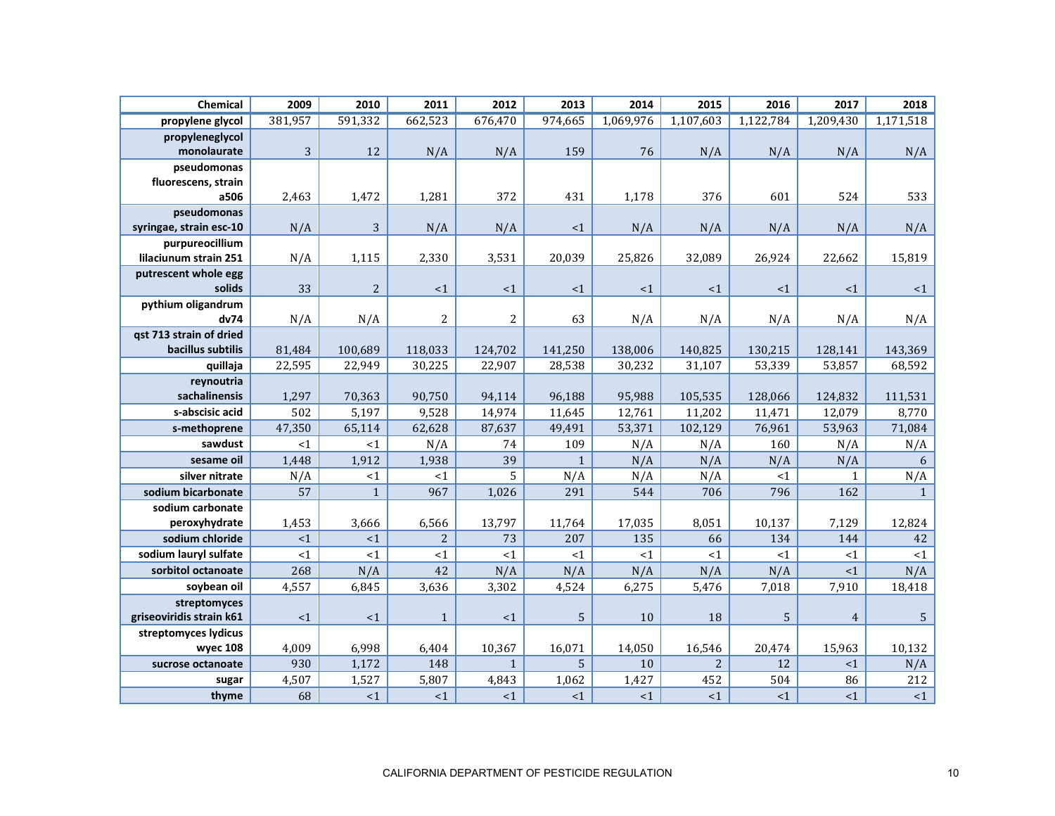| Chemical | 2009 | 2010 | 2011 | 2012 | 2013 | 2014 | 2015 | 2016 | 2017 | 2018 |
|---|---|---|---|---|---|---|---|---|---|---|
| propylene glycol | 381,957 | 591,332 | 662,523 | 676,470 | 974,665 | 1,069,976 | 1,107,603 | 1,122,784 | 1,209,430 | 1,171,518 |
| propyleneglycol monolaurate | 3 | 12 | N/A | N/A | 159 | 76 | N/A | N/A | N/A | N/A |
| pseudomonas fluorescens, strain a506 | 2,463 | 1,472 | 1,281 | 372 | 431 | 1,178 | 376 | 601 | 524 | 533 |
| pseudomonas syringae, strain esc-10 | N/A | 3 | N/A | N/A | <1 | N/A | N/A | N/A | N/A | N/A |
| purpureocillium lilaciunum strain 251 | N/A | 1,115 | 2,330 | 3,531 | 20,039 | 25,826 | 32,089 | 26,924 | 22,662 | 15,819 |
| putrescent whole egg solids | 33 | 2 | <1 | <1 | <1 | <1 | <1 | <1 | <1 | <1 |
| pythium oligandrum dv74 | N/A | N/A | 2 | 2 | 63 | N/A | N/A | N/A | N/A | N/A |
| qst 713 strain of dried bacillus subtilis | 81,484 | 100,689 | 118,033 | 124,702 | 141,250 | 138,006 | 140,825 | 130,215 | 128,141 | 143,369 |
| quillaja | 22,595 | 22,949 | 30,225 | 22,907 | 28,538 | 30,232 | 31,107 | 53,339 | 53,857 | 68,592 |
| reynoutria sachalinensis | 1,297 | 70,363 | 90,750 | 94,114 | 96,188 | 95,988 | 105,535 | 128,066 | 124,832 | 111,531 |
| s-abscisic acid | 502 | 5,197 | 9,528 | 14,974 | 11,645 | 12,761 | 11,202 | 11,471 | 12,079 | 8,770 |
| s-methoprene | 47,350 | 65,114 | 62,628 | 87,637 | 49,491 | 53,371 | 102,129 | 76,961 | 53,963 | 71,084 |
| sawdust | <1 | <1 | N/A | 74 | 109 | N/A | N/A | 160 | N/A | N/A |
| sesame oil | 1,448 | 1,912 | 1,938 | 39 | 1 | N/A | N/A | N/A | N/A | 6 |
| silver nitrate | N/A | <1 | <1 | 5 | N/A | N/A | N/A | <1 | 1 | N/A |
| sodium bicarbonate | 57 | 1 | 967 | 1,026 | 291 | 544 | 706 | 796 | 162 | 1 |
| sodium carbonate peroxyhydrate | 1,453 | 3,666 | 6,566 | 13,797 | 11,764 | 17,035 | 8,051 | 10,137 | 7,129 | 12,824 |
| sodium chloride | <1 | <1 | 2 | 73 | 207 | 135 | 66 | 134 | 144 | 42 |
| sodium lauryl sulfate | <1 | <1 | <1 | <1 | <1 | <1 | <1 | <1 | <1 | <1 |
| sorbitol octanoate | 268 | N/A | 42 | N/A | N/A | N/A | N/A | N/A | <1 | N/A |
| soybean oil | 4,557 | 6,845 | 3,636 | 3,302 | 4,524 | 6,275 | 5,476 | 7,018 | 7,910 | 18,418 |
| streptomyces griseoviridis strain k61 | <1 | <1 | 1 | <1 | 5 | 10 | 18 | 5 | 4 | 5 |
| streptomyces lydicus wyec 108 | 4,009 | 6,998 | 6,404 | 10,367 | 16,071 | 14,050 | 16,546 | 20,474 | 15,963 | 10,132 |
| sucrose octanoate | 930 | 1,172 | 148 | 1 | 5 | 10 | 2 | 12 | <1 | N/A |
| sugar | 4,507 | 1,527 | 5,807 | 4,843 | 1,062 | 1,427 | 452 | 504 | 86 | 212 |
| thyme | 68 | <1 | <1 | <1 | <1 | <1 | <1 | <1 | <1 | <1 |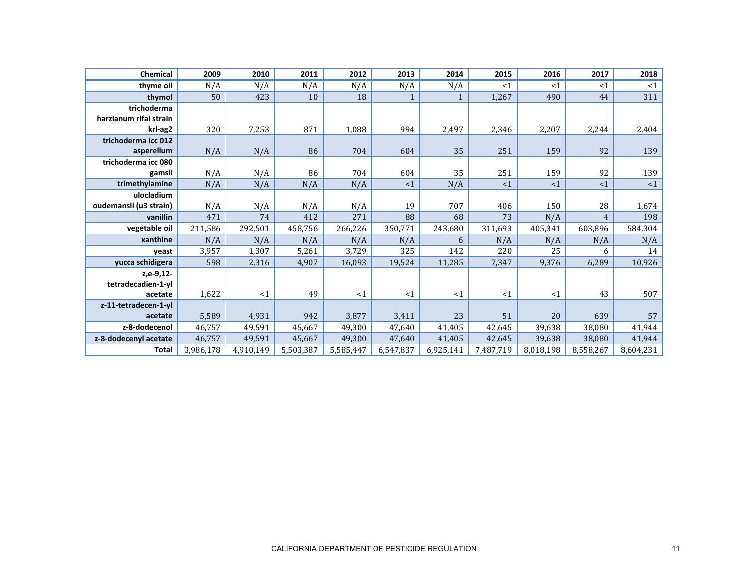| Chemical | 2009 | 2010 | 2011 | 2012 | 2013 | 2014 | 2015 | 2016 | 2017 | 2018 |
|---|---|---|---|---|---|---|---|---|---|---|
| thyme oil | N/A | N/A | N/A | N/A | N/A | N/A | <1 | <1 | <1 | <1 |
| thymol | 50 | 423 | 10 | 18 | 1 | 1 | 1,267 | 490 | 44 | 311 |
| trichoderma harzianum rifai strain krl-ag2 | 320 | 7,253 | 871 | 1,088 | 994 | 2,497 | 2,346 | 2,207 | 2,244 | 2,404 |
| trichoderma icc 012 asperellum | N/A | N/A | 86 | 704 | 604 | 35 | 251 | 159 | 92 | 139 |
| trichoderma icc 080 gamsii | N/A | N/A | 86 | 704 | 604 | 35 | 251 | 159 | 92 | 139 |
| trimethylamine | N/A | N/A | N/A | N/A | <1 | N/A | <1 | <1 | <1 | <1 |
| ulocladium oudemansii (u3 strain) | N/A | N/A | N/A | N/A | 19 | 707 | 406 | 150 | 28 | 1,674 |
| vanillin | 471 | 74 | 412 | 271 | 88 | 68 | 73 | N/A | 4 | 198 |
| vegetable oil | 211,586 | 292,501 | 458,756 | 266,226 | 350,771 | 243,680 | 311,693 | 405,341 | 603,896 | 584,304 |
| xanthine | N/A | N/A | N/A | N/A | N/A | 6 | N/A | N/A | N/A | N/A |
| yeast | 3,957 | 1,307 | 5,261 | 3,729 | 325 | 142 | 220 | 25 | 6 | 14 |
| yucca schidigera | 598 | 2,316 | 4,907 | 16,093 | 19,524 | 11,285 | 7,347 | 9,376 | 6,289 | 10,926 |
| z,e-9,12-tetradecadien-1-yl acetate | 1,622 | <1 | 49 | <1 | <1 | <1 | <1 | <1 | 43 | 507 |
| z-11-tetradecen-1-yl acetate | 5,589 | 4,931 | 942 | 3,877 | 3,411 | 23 | 51 | 20 | 639 | 57 |
| z-8-dodecenol | 46,757 | 49,591 | 45,667 | 49,300 | 47,640 | 41,405 | 42,645 | 39,638 | 38,080 | 41,944 |
| z-8-dodecenyl acetate | 46,757 | 49,591 | 45,667 | 49,300 | 47,640 | 41,405 | 42,645 | 39,638 | 38,080 | 41,944 |
| Total | 3,986,178 | 4,910,149 | 5,503,387 | 5,585,447 | 6,547,837 | 6,925,141 | 7,487,719 | 8,018,198 | 8,558,267 | 8,604,231 |